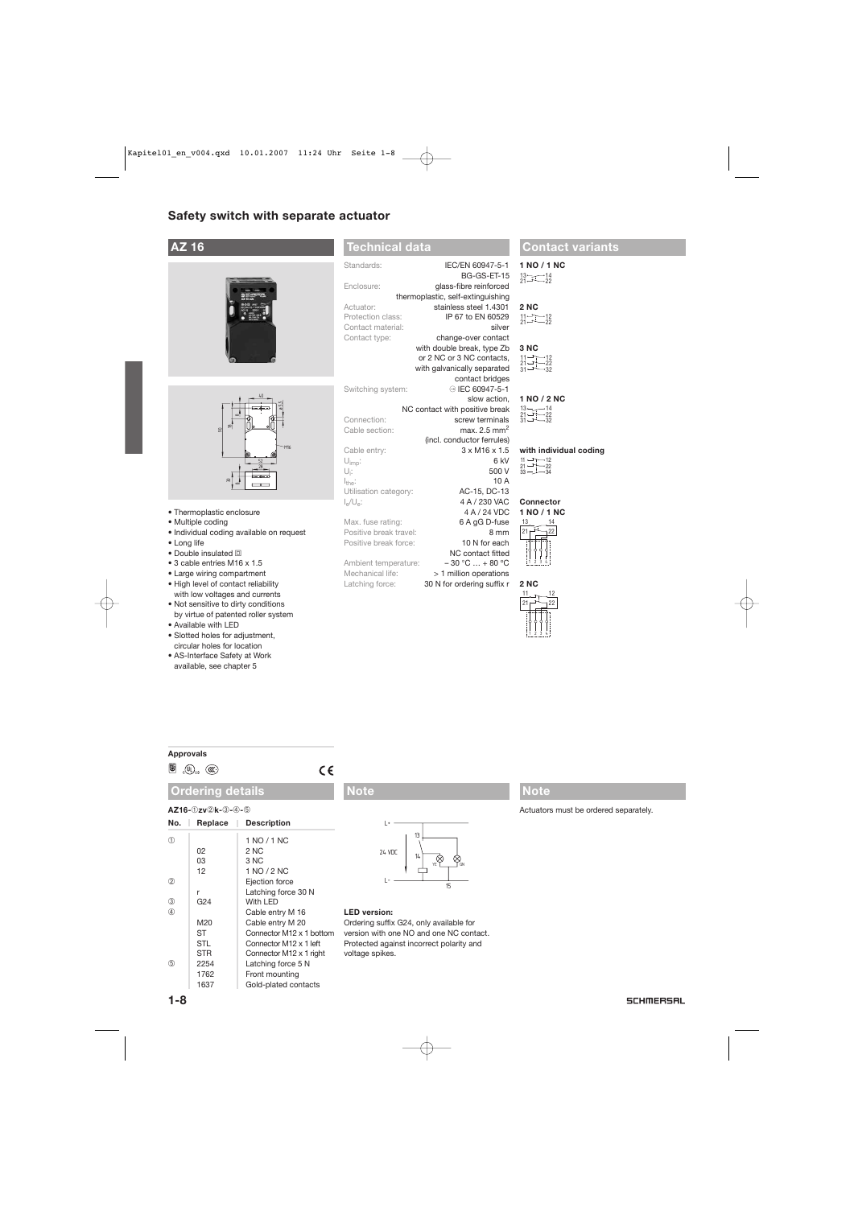# Safety switch with separate actuator

## AZ 16

- Thermoplastic enclosure
- Multiple coding
- Individual coding available on request
- Long life
- Double insulated ☐
- 3 cable entries M16 x 1.5
- Large wiring compartment
- High level of contact reliability with low voltages and currents
- Not sensitive to dirty conditions by virtue of patented roller system
- Available with LED
- Slotted holes for adjustment, circular holes for location
- AS-Interface Safety at Work available, see chapter 5

## Technical data

| | |
|---|---|
| Standards: | IEC/EN 60947-5-1 BG-GS-ET-15 |
| Enclosure: | glass-fibre reinforced thermoplastic, self-extinguishing |
| Actuator: | stainless steel 1.4301 |
| Protection class: | IP 67 to EN 60529 |
| Contact material: | silver |
| Contact type: | change-over contact with double break, type Zb or 2 NC or 3 NC contacts, with galvanically separated contact bridges |
| Switching system: | ⊖ IEC 60947-5-1 slow action, NC contact with positive break |
| Connection: | screw terminals |
| Cable section: | max. 2.5 mm² (incl. conductor ferrules) |
| Cable entry: | 3 x M16 x 1.5 |
| $U_{imp}$: | 6 kV |
| $U_i$: | 500 V |
| $I_{the}$: | 10 A |
| Utilisation category: | AC-15, DC-13 |
| $I_e/U_e$: | 4 A / 230 VAC 4 A / 24 VDC |
| Max. fuse rating: | 6 A gG D-fuse |
| Positive break travel: | 8 mm |
| Positive break force: | 10 N for each NC contact fitted |
| Ambient temperature: | − 30 °C … + 80 °C |
| Mechanical life: | > 1 million operations |
| Latching force: | 30 N for ordering suffix r |

## Contact variants

**1 NO / 1 NC**

13–14, 21–22

**2 NC**

11–12, 21–22

**3 NC**

11–12, 21–22, 31–32

**1 NO / 2 NC**

13–14, 21–22, 31–32

**with individual coding**

11–12, 21–22, 33–34

**Connector**

**1 NO / 1 NC**

13, 14, 21, 22

**2 NC**

11, 12, 21, 22

**Approvals**

## Ordering details

**AZ16-①zv②k-③-④-⑤**

| No. | Replace | Description |
|---|---|---|
| ① | | 1 NO / 1 NC |
| | 02 | 2 NC |
| | 03 | 3 NC |
| | 12 | 1 NO / 2 NC |
| ② | | Ejection force |
| | r | Latching force 30 N |
| ③ | G24 | With LED |
| ④ | | Cable entry M 16 |
| | M20 | Cable entry M 20 |
| | ST | Connector M12 x 1 bottom |
| | STL | Connector M12 x 1 left |
| | STR | Connector M12 x 1 right |
| ⑤ | 2254 | Latching force 5 N |
| | 1762 | Front mounting |
| | 1637 | Gold-plated contacts |

## Note

**LED version:**

Ordering suffix G24, only available for version with one NO and one NC contact. Protected against incorrect polarity and voltage spikes.

## Note

Actuators must be ordered separately.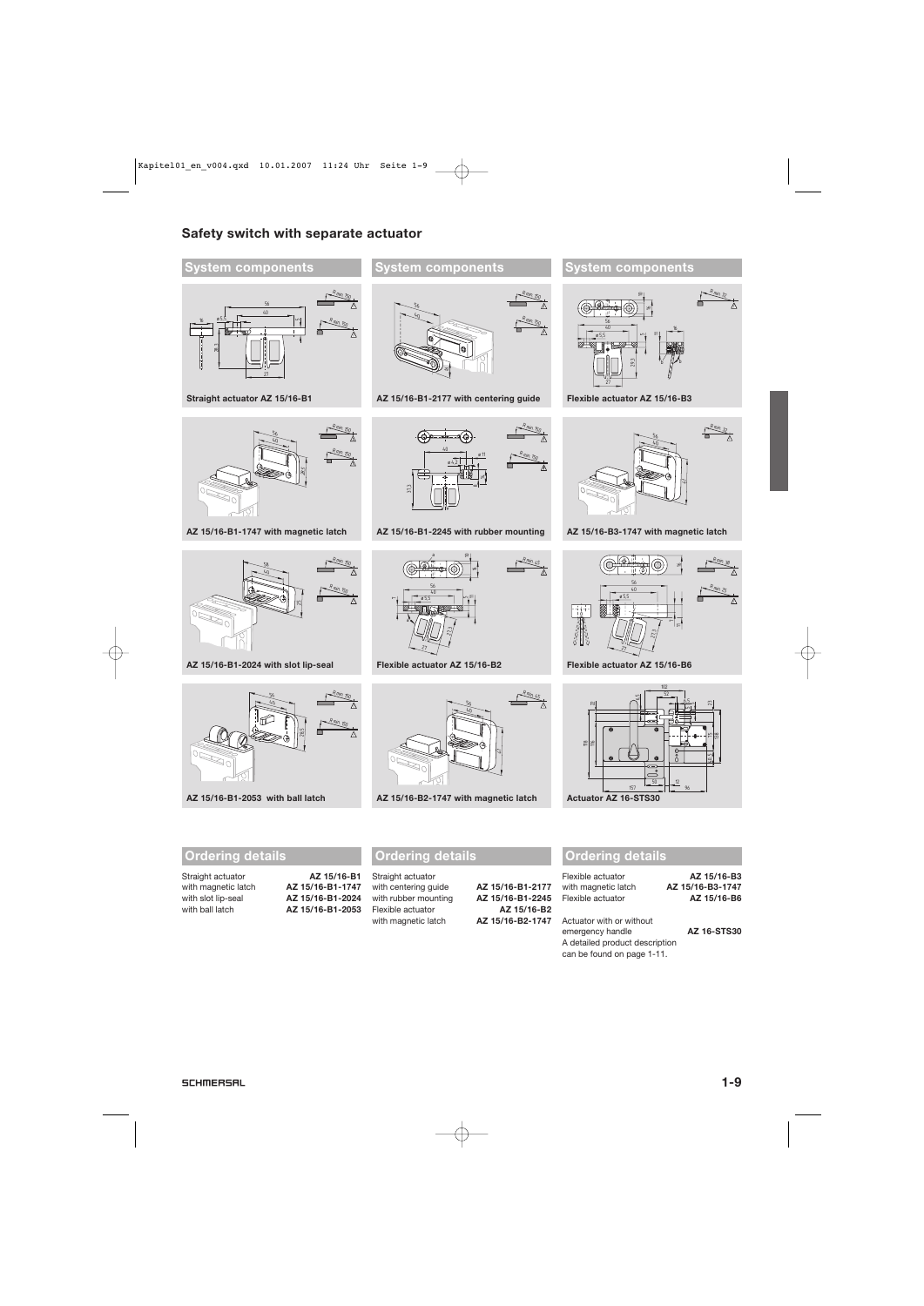## Safety switch with separate actuator

### System components

Straight actuator AZ 15/16-B1

AZ 15/16-B1-1747 with magnetic latch

AZ 15/16-B1-2024 with slot lip-seal

AZ 15/16-B1-2053 with ball latch

### System components

AZ 15/16-B1-2177 with centering guide

AZ 15/16-B1-2245 with rubber mounting

Flexible actuator AZ 15/16-B2

AZ 15/16-B2-1747 with magnetic latch

### System components

Flexible actuator AZ 15/16-B3

AZ 15/16-B3-1747 with magnetic latch

Flexible actuator AZ 15/16-B6

Actuator AZ 16-STS30

### Ordering details

| | |
|---|---|
| Straight actuator | **AZ 15/16-B1** |
| with magnetic latch | **AZ 15/16-B1-1747** |
| with slot lip-seal | **AZ 15/16-B1-2024** |
| with ball latch | **AZ 15/16-B1-2053** |

### Ordering details

| | |
|---|---|
| Straight actuator | |
| with centering guide | **AZ 15/16-B1-2177** |
| with rubber mounting | **AZ 15/16-B1-2245** |
| Flexible actuator | **AZ 15/16-B2** |
| with magnetic latch | **AZ 15/16-B2-1747** |

### Ordering details

| | |
|---|---|
| Flexible actuator | **AZ 15/16-B3** |
| with magnetic latch | **AZ 15/16-B3-1747** |
| Flexible actuator | **AZ 15/16-B6** |
| Actuator with or without emergency handle | **AZ 16-STS30** |

A detailed product description can be found on page 1-11.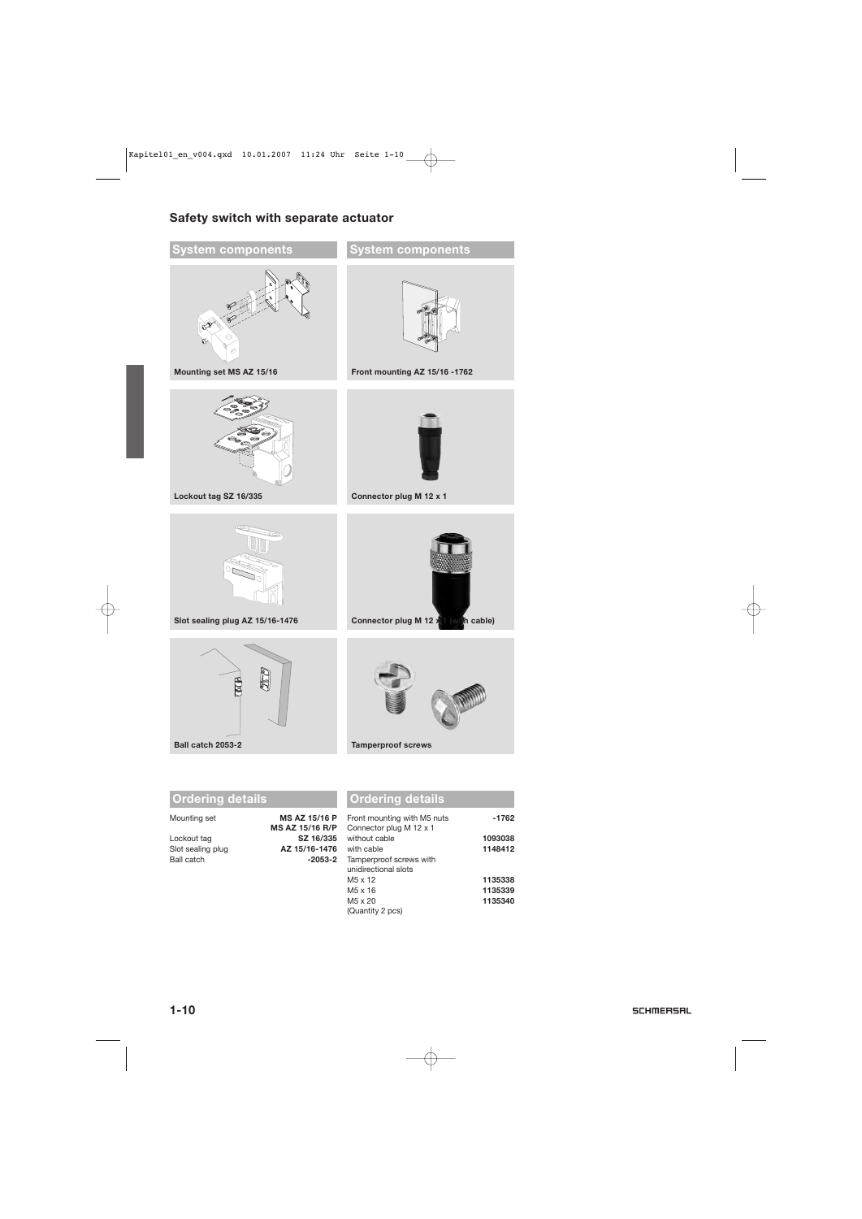## Safety switch with separate actuator

### System components

Mounting set MS AZ 15/16

Lockout tag SZ 16/335

Slot sealing plug AZ 15/16-1476

Ball catch 2053-2

### System components

Front mounting AZ 15/16 -1762

Connector plug M 12 x 1

Connector plug M 12 x 1 (with cable)

Tamperproof screws

### Ordering details

| | |
|---|---|
| Mounting set | **MS AZ 15/16 P** |
| | **MS AZ 15/16 R/P** |
| Lockout tag | **SZ 16/335** |
| Slot sealing plug | **AZ 15/16-1476** |
| Ball catch | **-2053-2** |

### Ordering details

| | |
|---|---|
| Front mounting with M5 nuts | **-1762** |
| Connector plug M 12 x 1 | |
| without cable | **1093038** |
| with cable | **1148412** |
| Tamperproof screws with unidirectional slots | |
| M5 x 12 | **1135338** |
| M5 x 16 | **1135339** |
| M5 x 20 | **1135340** |
| (Quantity 2 pcs) | |